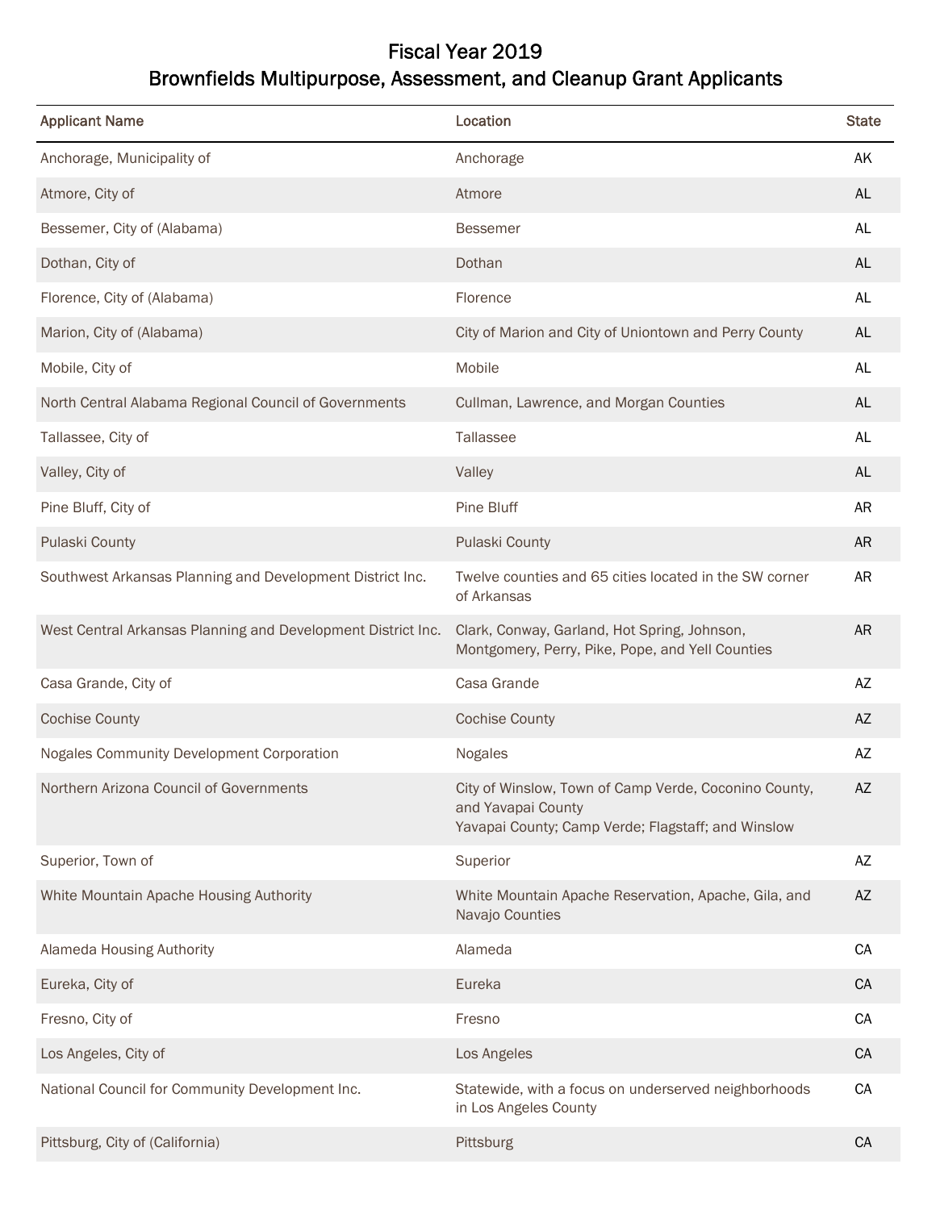# Fiscal Year 2019
## Brownfields Multipurpose, Assessment, and Cleanup Grant Applicants

| Applicant Name | Location | State |
|---|---|---|
| Anchorage, Municipality of | Anchorage | AK |
| Atmore, City of | Atmore | AL |
| Bessemer, City of (Alabama) | Bessemer | AL |
| Dothan, City of | Dothan | AL |
| Florence, City of (Alabama) | Florence | AL |
| Marion, City of (Alabama) | City of Marion and City of Uniontown and Perry County | AL |
| Mobile, City of | Mobile | AL |
| North Central Alabama Regional Council of Governments | Cullman, Lawrence, and Morgan Counties | AL |
| Tallassee, City of | Tallassee | AL |
| Valley, City of | Valley | AL |
| Pine Bluff, City of | Pine Bluff | AR |
| Pulaski County | Pulaski County | AR |
| Southwest Arkansas Planning and Development District Inc. | Twelve counties and 65 cities located in the SW corner of Arkansas | AR |
| West Central Arkansas Planning and Development District Inc. | Clark, Conway, Garland, Hot Spring, Johnson, Montgomery, Perry, Pike, Pope, and Yell Counties | AR |
| Casa Grande, City of | Casa Grande | AZ |
| Cochise County | Cochise County | AZ |
| Nogales Community Development Corporation | Nogales | AZ |
| Northern Arizona Council of Governments | City of Winslow, Town of Camp Verde, Coconino County, and Yavapai County<br>Yavapai County; Camp Verde; Flagstaff; and Winslow | AZ |
| Superior, Town of | Superior | AZ |
| White Mountain Apache Housing Authority | White Mountain Apache Reservation, Apache, Gila, and Navajo Counties | AZ |
| Alameda Housing Authority | Alameda | CA |
| Eureka, City of | Eureka | CA |
| Fresno, City of | Fresno | CA |
| Los Angeles, City of | Los Angeles | CA |
| National Council for Community Development Inc. | Statewide, with a focus on underserved neighborhoods in Los Angeles County | CA |
| Pittsburg, City of (California) | Pittsburg | CA |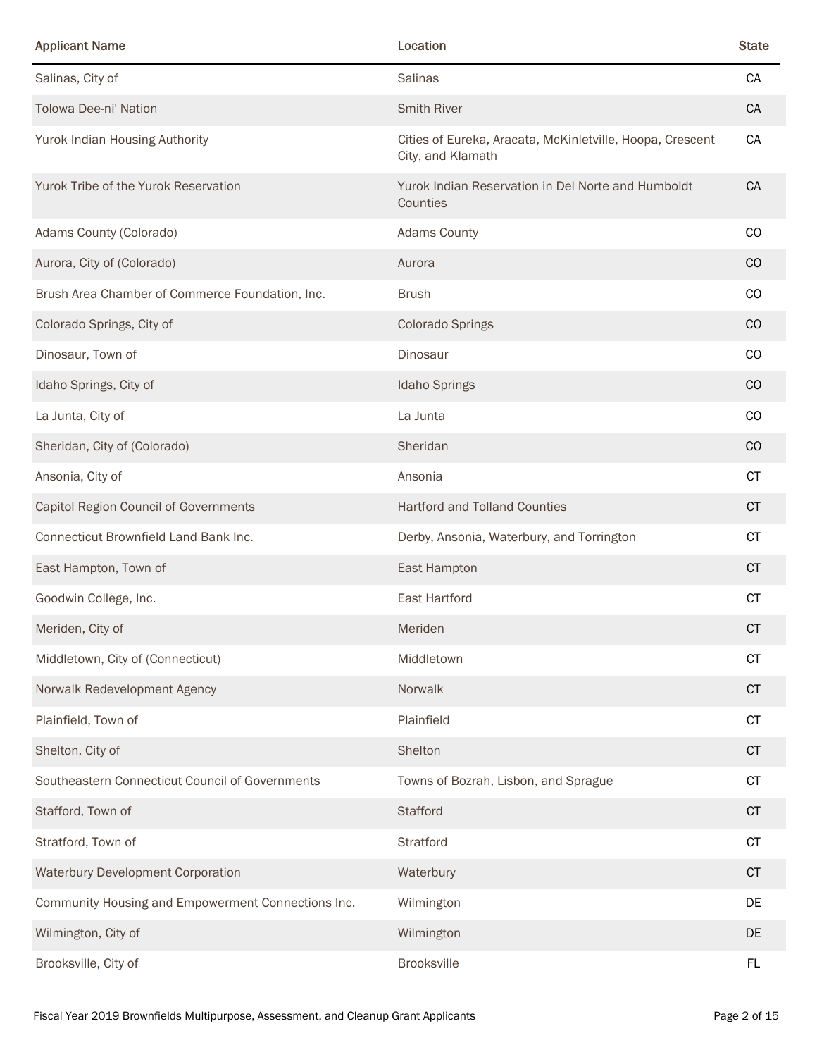| Applicant Name | Location | State |
|---|---|---|
| Salinas, City of | Salinas | CA |
| Tolowa Dee-ni' Nation | Smith River | CA |
| Yurok Indian Housing Authority | Cities of Eureka, Aracata, McKinletville, Hoopa, Crescent City, and Klamath | CA |
| Yurok Tribe of the Yurok Reservation | Yurok Indian Reservation in Del Norte and Humboldt Counties | CA |
| Adams County (Colorado) | Adams County | CO |
| Aurora, City of (Colorado) | Aurora | CO |
| Brush Area Chamber of Commerce Foundation, Inc. | Brush | CO |
| Colorado Springs, City of | Colorado Springs | CO |
| Dinosaur, Town of | Dinosaur | CO |
| Idaho Springs, City of | Idaho Springs | CO |
| La Junta, City of | La Junta | CO |
| Sheridan, City of (Colorado) | Sheridan | CO |
| Ansonia, City of | Ansonia | CT |
| Capitol Region Council of Governments | Hartford and Tolland Counties | CT |
| Connecticut Brownfield Land Bank Inc. | Derby, Ansonia, Waterbury, and Torrington | CT |
| East Hampton, Town of | East Hampton | CT |
| Goodwin College, Inc. | East Hartford | CT |
| Meriden, City of | Meriden | CT |
| Middletown, City of (Connecticut) | Middletown | CT |
| Norwalk Redevelopment Agency | Norwalk | CT |
| Plainfield, Town of | Plainfield | CT |
| Shelton, City of | Shelton | CT |
| Southeastern Connecticut Council of Governments | Towns of Bozrah, Lisbon, and Sprague | CT |
| Stafford, Town of | Stafford | CT |
| Stratford, Town of | Stratford | CT |
| Waterbury Development Corporation | Waterbury | CT |
| Community Housing and Empowerment Connections Inc. | Wilmington | DE |
| Wilmington, City of | Wilmington | DE |
| Brooksville, City of | Brooksville | FL |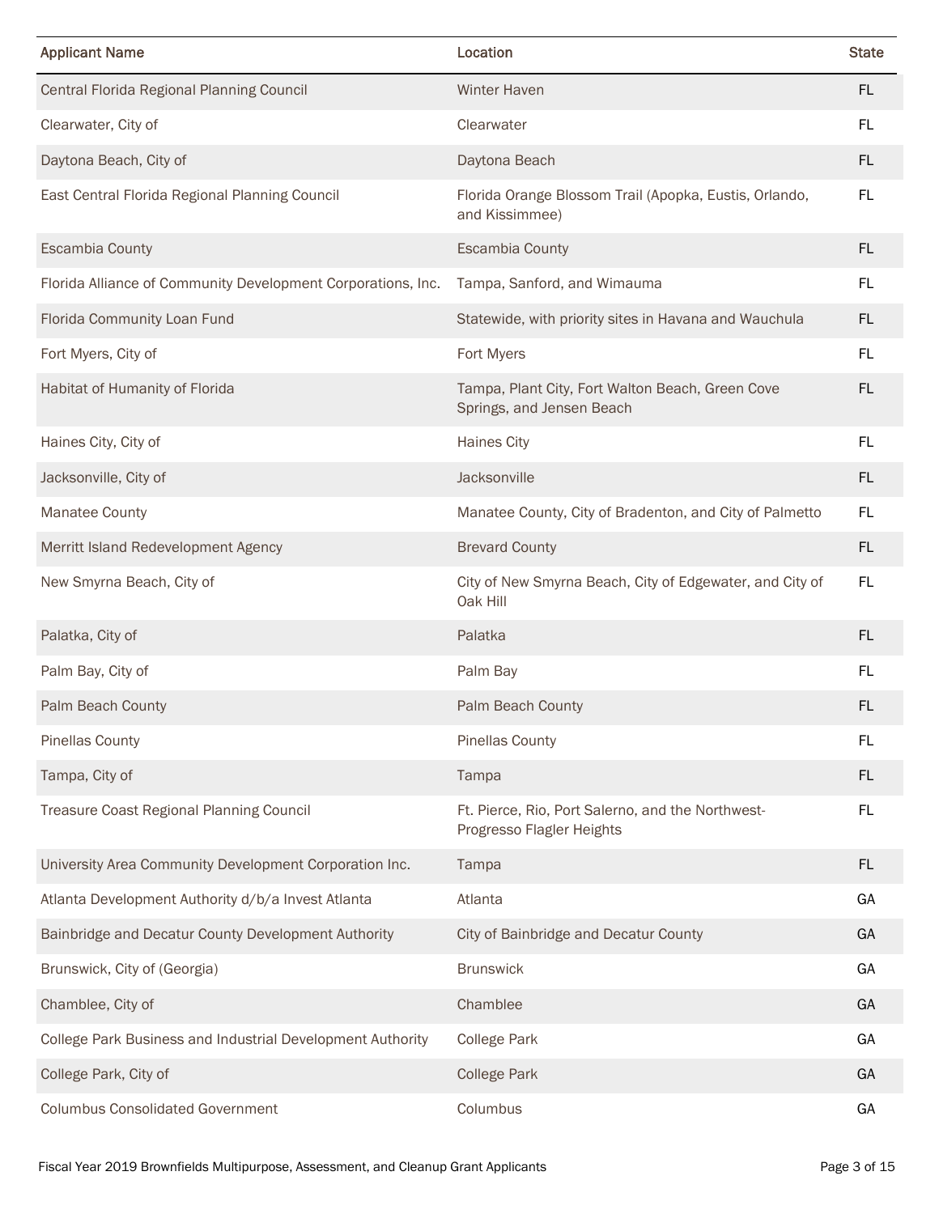| Applicant Name | Location | State |
|---|---|---|
| Central Florida Regional Planning Council | Winter Haven | FL |
| Clearwater, City of | Clearwater | FL |
| Daytona Beach, City of | Daytona Beach | FL |
| East Central Florida Regional Planning Council | Florida Orange Blossom Trail (Apopka, Eustis, Orlando, and Kissimmee) | FL |
| Escambia County | Escambia County | FL |
| Florida Alliance of Community Development Corporations, Inc. | Tampa, Sanford, and Wimauma | FL |
| Florida Community Loan Fund | Statewide, with priority sites in Havana and Wauchula | FL |
| Fort Myers, City of | Fort Myers | FL |
| Habitat of Humanity of Florida | Tampa, Plant City, Fort Walton Beach, Green Cove Springs, and Jensen Beach | FL |
| Haines City, City of | Haines City | FL |
| Jacksonville, City of | Jacksonville | FL |
| Manatee County | Manatee County, City of Bradenton, and City of Palmetto | FL |
| Merritt Island Redevelopment Agency | Brevard County | FL |
| New Smyrna Beach, City of | City of New Smyrna Beach, City of Edgewater, and City of Oak Hill | FL |
| Palatka, City of | Palatka | FL |
| Palm Bay, City of | Palm Bay | FL |
| Palm Beach County | Palm Beach County | FL |
| Pinellas County | Pinellas County | FL |
| Tampa, City of | Tampa | FL |
| Treasure Coast Regional Planning Council | Ft. Pierce, Rio, Port Salerno, and the Northwest-Progresso Flagler Heights | FL |
| University Area Community Development Corporation Inc. | Tampa | FL |
| Atlanta Development Authority d/b/a Invest Atlanta | Atlanta | GA |
| Bainbridge and Decatur County Development Authority | City of Bainbridge and Decatur County | GA |
| Brunswick, City of (Georgia) | Brunswick | GA |
| Chamblee, City of | Chamblee | GA |
| College Park Business and Industrial Development Authority | College Park | GA |
| College Park, City of | College Park | GA |
| Columbus Consolidated Government | Columbus | GA |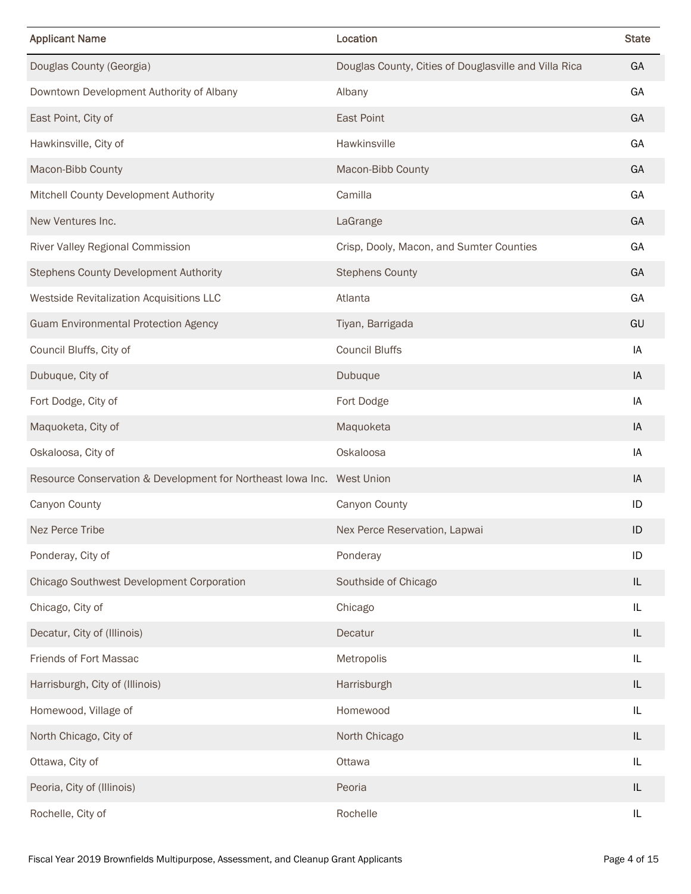| Applicant Name | Location | State |
|---|---|---|
| Douglas County (Georgia) | Douglas County, Cities of Douglasville and Villa Rica | GA |
| Downtown Development Authority of Albany | Albany | GA |
| East Point, City of | East Point | GA |
| Hawkinsville, City of | Hawkinsville | GA |
| Macon-Bibb County | Macon-Bibb County | GA |
| Mitchell County Development Authority | Camilla | GA |
| New Ventures Inc. | LaGrange | GA |
| River Valley Regional Commission | Crisp, Dooly, Macon, and Sumter Counties | GA |
| Stephens County Development Authority | Stephens County | GA |
| Westside Revitalization Acquisitions LLC | Atlanta | GA |
| Guam Environmental Protection Agency | Tiyan, Barrigada | GU |
| Council Bluffs, City of | Council Bluffs | IA |
| Dubuque, City of | Dubuque | IA |
| Fort Dodge, City of | Fort Dodge | IA |
| Maquoketa, City of | Maquoketa | IA |
| Oskaloosa, City of | Oskaloosa | IA |
| Resource Conservation & Development for Northeast Iowa Inc. | West Union | IA |
| Canyon County | Canyon County | ID |
| Nez Perce Tribe | Nex Perce Reservation, Lapwai | ID |
| Ponderay, City of | Ponderay | ID |
| Chicago Southwest Development Corporation | Southside of Chicago | IL |
| Chicago, City of | Chicago | IL |
| Decatur, City of (Illinois) | Decatur | IL |
| Friends of Fort Massac | Metropolis | IL |
| Harrisburgh, City of (Illinois) | Harrisburgh | IL |
| Homewood, Village of | Homewood | IL |
| North Chicago, City of | North Chicago | IL |
| Ottawa, City of | Ottawa | IL |
| Peoria, City of (Illinois) | Peoria | IL |
| Rochelle, City of | Rochelle | IL |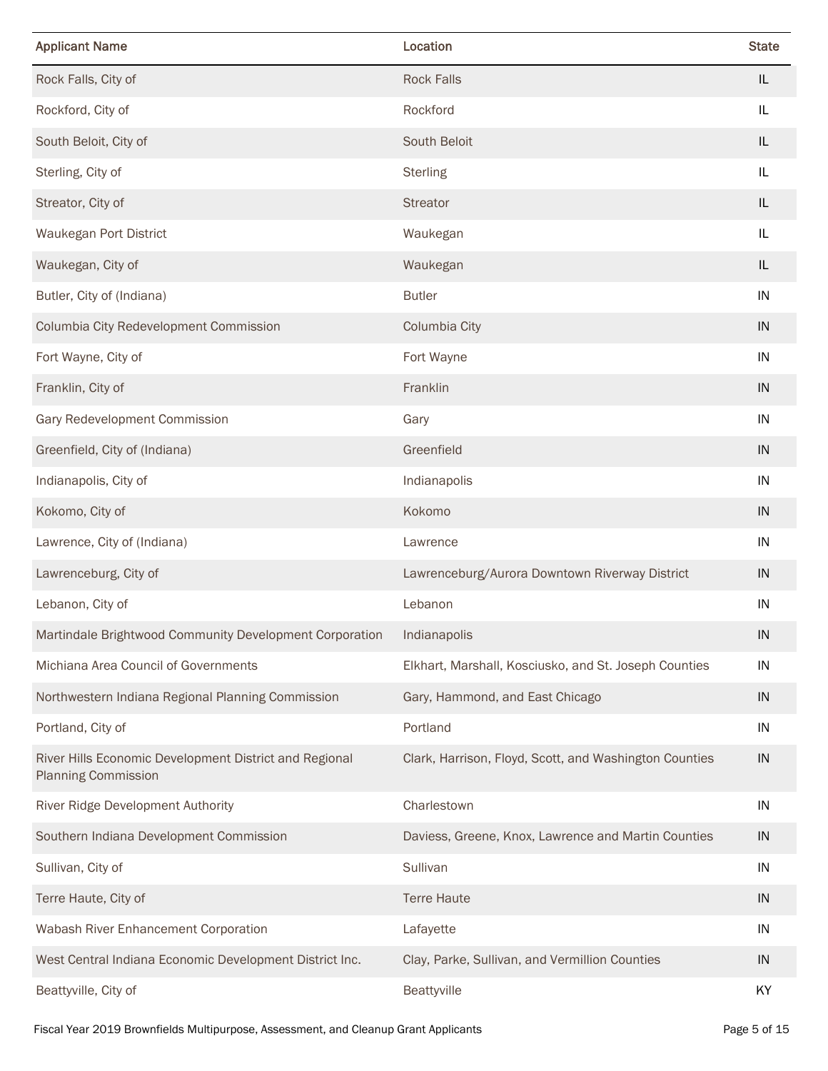| Applicant Name | Location | State |
|---|---|---|
| Rock Falls, City of | Rock Falls | IL |
| Rockford, City of | Rockford | IL |
| South Beloit, City of | South Beloit | IL |
| Sterling, City of | Sterling | IL |
| Streator, City of | Streator | IL |
| Waukegan Port District | Waukegan | IL |
| Waukegan, City of | Waukegan | IL |
| Butler, City of (Indiana) | Butler | IN |
| Columbia City Redevelopment Commission | Columbia City | IN |
| Fort Wayne, City of | Fort Wayne | IN |
| Franklin, City of | Franklin | IN |
| Gary Redevelopment Commission | Gary | IN |
| Greenfield, City of (Indiana) | Greenfield | IN |
| Indianapolis, City of | Indianapolis | IN |
| Kokomo, City of | Kokomo | IN |
| Lawrence, City of (Indiana) | Lawrence | IN |
| Lawrenceburg, City of | Lawrenceburg/Aurora Downtown Riverway District | IN |
| Lebanon, City of | Lebanon | IN |
| Martindale Brightwood Community Development Corporation | Indianapolis | IN |
| Michiana Area Council of Governments | Elkhart, Marshall, Kosciusko, and St. Joseph Counties | IN |
| Northwestern Indiana Regional Planning Commission | Gary, Hammond, and East Chicago | IN |
| Portland, City of | Portland | IN |
| River Hills Economic Development District and Regional Planning Commission | Clark, Harrison, Floyd, Scott, and Washington Counties | IN |
| River Ridge Development Authority | Charlestown | IN |
| Southern Indiana Development Commission | Daviess, Greene, Knox, Lawrence and Martin Counties | IN |
| Sullivan, City of | Sullivan | IN |
| Terre Haute, City of | Terre Haute | IN |
| Wabash River Enhancement Corporation | Lafayette | IN |
| West Central Indiana Economic Development District Inc. | Clay, Parke, Sullivan, and Vermillion Counties | IN |
| Beattyville, City of | Beattyville | KY |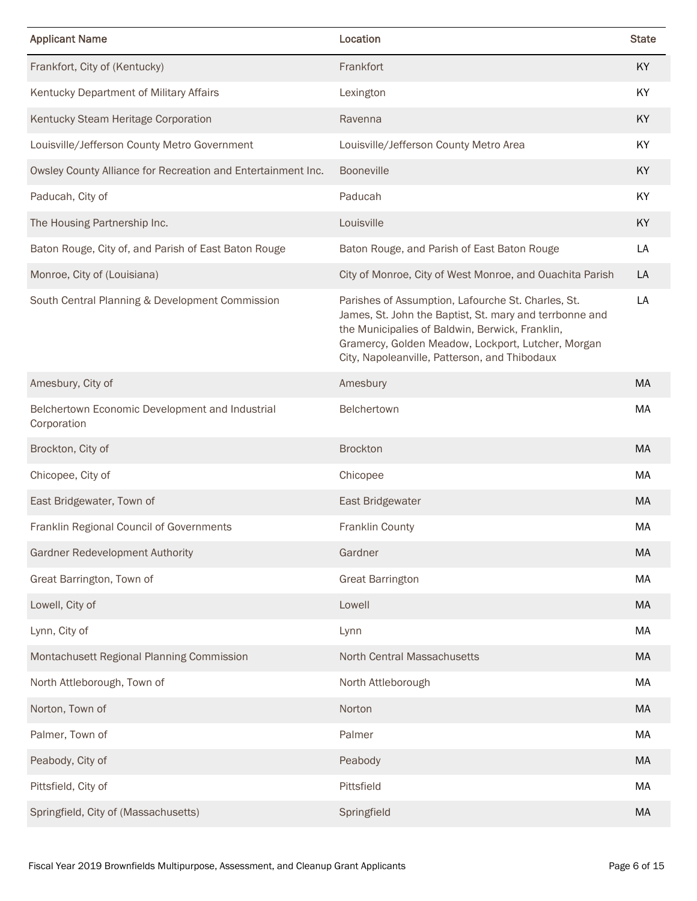| Applicant Name | Location | State |
|---|---|---|
| Frankfort, City of (Kentucky) | Frankfort | KY |
| Kentucky Department of Military Affairs | Lexington | KY |
| Kentucky Steam Heritage Corporation | Ravenna | KY |
| Louisville/Jefferson County Metro Government | Louisville/Jefferson County Metro Area | KY |
| Owsley County Alliance for Recreation and Entertainment Inc. | Booneville | KY |
| Paducah, City of | Paducah | KY |
| The Housing Partnership Inc. | Louisville | KY |
| Baton Rouge, City of, and Parish of East Baton Rouge | Baton Rouge, and Parish of East Baton Rouge | LA |
| Monroe, City of (Louisiana) | City of Monroe, City of West Monroe, and Ouachita Parish | LA |
| South Central Planning & Development Commission | Parishes of Assumption, Lafourche St. Charles, St. James, St. John the Baptist, St. mary and terrbonne and the Municipalies of Baldwin, Berwick, Franklin, Gramercy, Golden Meadow, Lockport, Lutcher, Morgan City, Napoleanville, Patterson, and Thibodaux | LA |
| Amesbury, City of | Amesbury | MA |
| Belchertown Economic Development and Industrial Corporation | Belchertown | MA |
| Brockton, City of | Brockton | MA |
| Chicopee, City of | Chicopee | MA |
| East Bridgewater, Town of | East Bridgewater | MA |
| Franklin Regional Council of Governments | Franklin County | MA |
| Gardner Redevelopment Authority | Gardner | MA |
| Great Barrington, Town of | Great Barrington | MA |
| Lowell, City of | Lowell | MA |
| Lynn, City of | Lynn | MA |
| Montachusett Regional Planning Commission | North Central Massachusetts | MA |
| North Attleborough, Town of | North Attleborough | MA |
| Norton, Town of | Norton | MA |
| Palmer, Town of | Palmer | MA |
| Peabody, City of | Peabody | MA |
| Pittsfield, City of | Pittsfield | MA |
| Springfield, City of (Massachusetts) | Springfield | MA |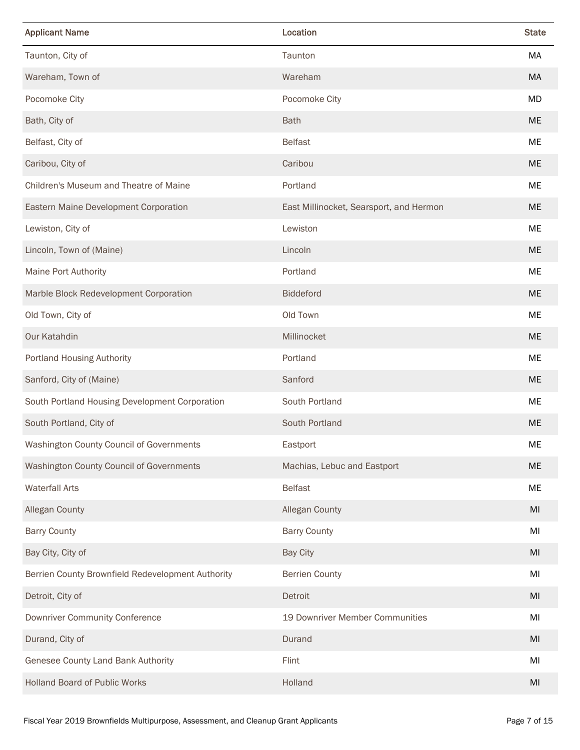| Applicant Name | Location | State |
| --- | --- | --- |
| Taunton, City of | Taunton | MA |
| Wareham, Town of | Wareham | MA |
| Pocomoke City | Pocomoke City | MD |
| Bath, City of | Bath | ME |
| Belfast, City of | Belfast | ME |
| Caribou, City of | Caribou | ME |
| Children's Museum and Theatre of Maine | Portland | ME |
| Eastern Maine Development Corporation | East Millinocket, Searsport, and Hermon | ME |
| Lewiston, City of | Lewiston | ME |
| Lincoln, Town of (Maine) | Lincoln | ME |
| Maine Port Authority | Portland | ME |
| Marble Block Redevelopment Corporation | Biddeford | ME |
| Old Town, City of | Old Town | ME |
| Our Katahdin | Millinocket | ME |
| Portland Housing Authority | Portland | ME |
| Sanford, City of (Maine) | Sanford | ME |
| South Portland Housing Development Corporation | South Portland | ME |
| South Portland, City of | South Portland | ME |
| Washington County Council of Governments | Eastport | ME |
| Washington County Council of Governments | Machias, Lebuc and Eastport | ME |
| Waterfall Arts | Belfast | ME |
| Allegan County | Allegan County | MI |
| Barry County | Barry County | MI |
| Bay City, City of | Bay City | MI |
| Berrien County Brownfield Redevelopment Authority | Berrien County | MI |
| Detroit, City of | Detroit | MI |
| Downriver Community Conference | 19 Downriver Member Communities | MI |
| Durand, City of | Durand | MI |
| Genesee County Land Bank Authority | Flint | MI |
| Holland Board of Public Works | Holland | MI |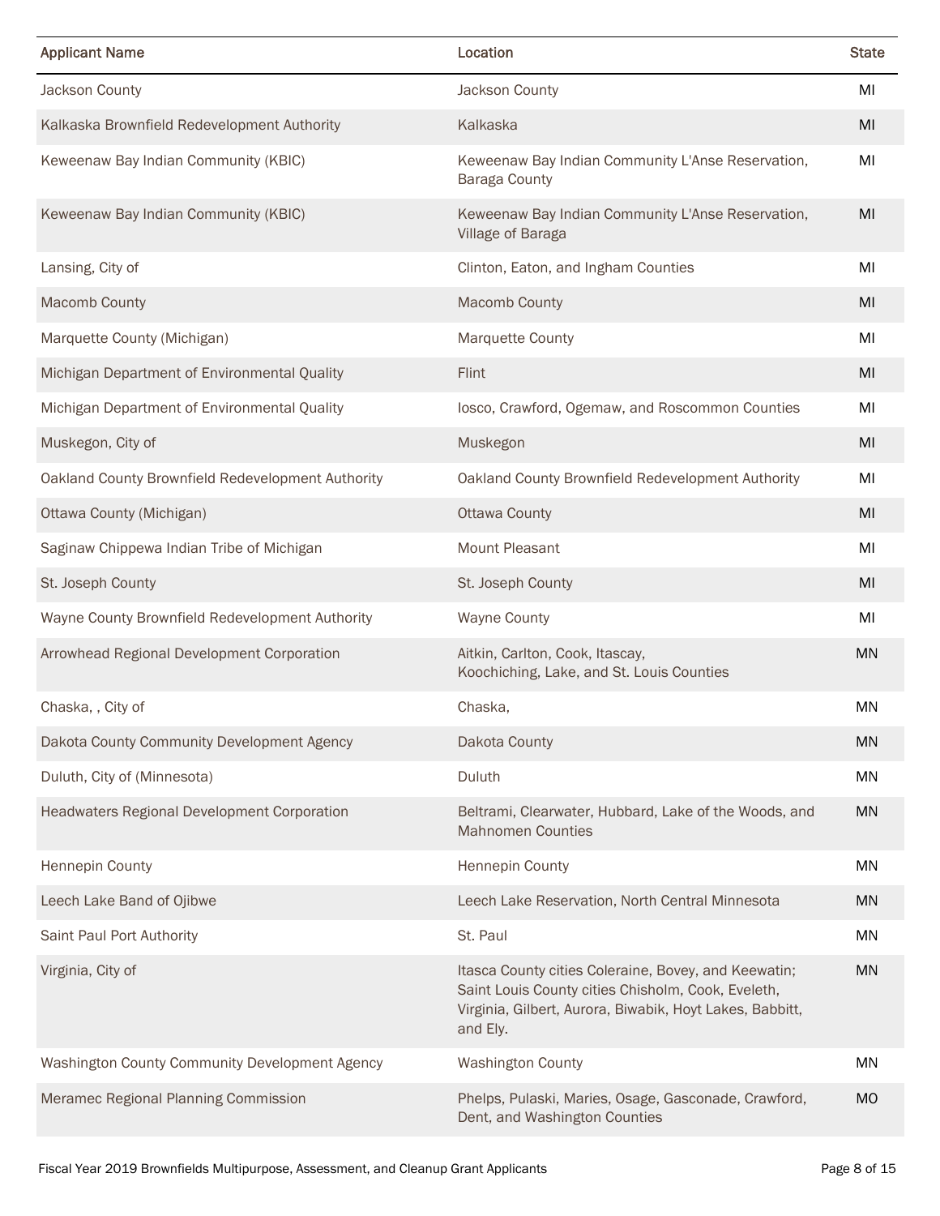| Applicant Name | Location | State |
| --- | --- | --- |
| Jackson County | Jackson County | MI |
| Kalkaska Brownfield Redevelopment Authority | Kalkaska | MI |
| Keweenaw Bay Indian Community (KBIC) | Keweenaw Bay Indian Community L'Anse Reservation, Baraga County | MI |
| Keweenaw Bay Indian Community (KBIC) | Keweenaw Bay Indian Community L'Anse Reservation, Village of Baraga | MI |
| Lansing, City of | Clinton, Eaton, and Ingham Counties | MI |
| Macomb County | Macomb County | MI |
| Marquette County (Michigan) | Marquette County | MI |
| Michigan Department of Environmental Quality | Flint | MI |
| Michigan Department of Environmental Quality | Iosco, Crawford, Ogemaw, and Roscommon Counties | MI |
| Muskegon, City of | Muskegon | MI |
| Oakland County Brownfield Redevelopment Authority | Oakland County Brownfield Redevelopment Authority | MI |
| Ottawa County (Michigan) | Ottawa County | MI |
| Saginaw Chippewa Indian Tribe of Michigan | Mount Pleasant | MI |
| St. Joseph County | St. Joseph County | MI |
| Wayne County Brownfield Redevelopment Authority | Wayne County | MI |
| Arrowhead Regional Development Corporation | Aitkin, Carlton, Cook, Itascay, Koochiching, Lake, and St. Louis Counties | MN |
| Chaska, , City of | Chaska, | MN |
| Dakota County Community Development Agency | Dakota County | MN |
| Duluth, City of (Minnesota) | Duluth | MN |
| Headwaters Regional Development Corporation | Beltrami, Clearwater, Hubbard, Lake of the Woods, and Mahnomen Counties | MN |
| Hennepin County | Hennepin County | MN |
| Leech Lake Band of Ojibwe | Leech Lake Reservation, North Central Minnesota | MN |
| Saint Paul Port Authority | St. Paul | MN |
| Virginia, City of | Itasca County cities Coleraine, Bovey, and Keewatin; Saint Louis County cities Chisholm, Cook, Eveleth, Virginia, Gilbert, Aurora, Biwabik, Hoyt Lakes, Babbitt, and Ely. | MN |
| Washington County Community Development Agency | Washington County | MN |
| Meramec Regional Planning Commission | Phelps, Pulaski, Maries, Osage, Gasconade, Crawford, Dent, and Washington Counties | MO |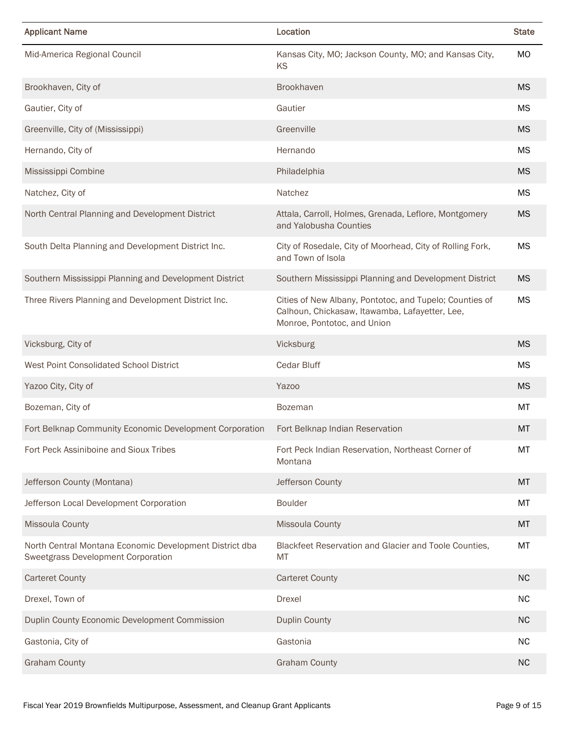| Applicant Name | Location | State |
| --- | --- | --- |
| Mid-America Regional Council | Kansas City, MO; Jackson County, MO; and Kansas City, KS | MO |
| Brookhaven, City of | Brookhaven | MS |
| Gautier, City of | Gautier | MS |
| Greenville, City of (Mississippi) | Greenville | MS |
| Hernando, City of | Hernando | MS |
| Mississippi Combine | Philadelphia | MS |
| Natchez, City of | Natchez | MS |
| North Central Planning and Development District | Attala, Carroll, Holmes, Grenada, Leflore, Montgomery and Yalobusha Counties | MS |
| South Delta Planning and Development District Inc. | City of Rosedale, City of Moorhead, City of Rolling Fork, and Town of Isola | MS |
| Southern Mississippi Planning and Development District | Southern Mississippi Planning and Development District | MS |
| Three Rivers Planning and Development District Inc. | Cities of New Albany, Pontotoc, and Tupelo; Counties of Calhoun, Chickasaw, Itawamba, Lafayetter, Lee, Monroe, Pontotoc, and Union | MS |
| Vicksburg, City of | Vicksburg | MS |
| West Point Consolidated School District | Cedar Bluff | MS |
| Yazoo City, City of | Yazoo | MS |
| Bozeman, City of | Bozeman | MT |
| Fort Belknap Community Economic Development Corporation | Fort Belknap Indian Reservation | MT |
| Fort Peck Assiniboine and Sioux Tribes | Fort Peck Indian Reservation, Northeast Corner of Montana | MT |
| Jefferson County (Montana) | Jefferson County | MT |
| Jefferson Local Development Corporation | Boulder | MT |
| Missoula County | Missoula County | MT |
| North Central Montana Economic Development District dba Sweetgrass Development Corporation | Blackfeet Reservation and Glacier and Toole Counties, MT | MT |
| Carteret County | Carteret County | NC |
| Drexel, Town of | Drexel | NC |
| Duplin County Economic Development Commission | Duplin County | NC |
| Gastonia, City of | Gastonia | NC |
| Graham County | Graham County | NC |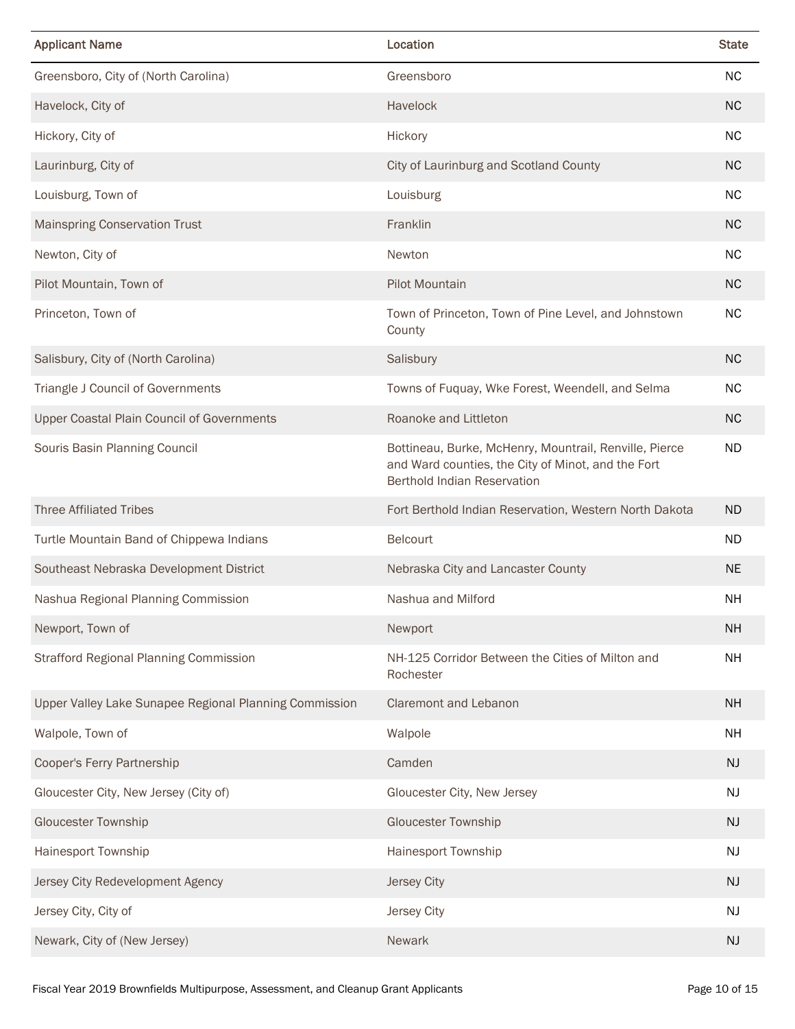| Applicant Name | Location | State |
|---|---|---|
| Greensboro, City of (North Carolina) | Greensboro | NC |
| Havelock, City of | Havelock | NC |
| Hickory, City of | Hickory | NC |
| Laurinburg, City of | City of Laurinburg and Scotland County | NC |
| Louisburg, Town of | Louisburg | NC |
| Mainspring Conservation Trust | Franklin | NC |
| Newton, City of | Newton | NC |
| Pilot Mountain, Town of | Pilot Mountain | NC |
| Princeton, Town of | Town of Princeton, Town of Pine Level, and Johnstown County | NC |
| Salisbury, City of (North Carolina) | Salisbury | NC |
| Triangle J Council of Governments | Towns of Fuquay, Wke Forest, Weendell, and Selma | NC |
| Upper Coastal Plain Council of Governments | Roanoke and Littleton | NC |
| Souris Basin Planning Council | Bottineau, Burke, McHenry, Mountrail, Renville, Pierce and Ward counties, the City of Minot, and the Fort Berthold Indian Reservation | ND |
| Three Affiliated Tribes | Fort Berthold Indian Reservation, Western North Dakota | ND |
| Turtle Mountain Band of Chippewa Indians | Belcourt | ND |
| Southeast Nebraska Development District | Nebraska City and Lancaster County | NE |
| Nashua Regional Planning Commission | Nashua and Milford | NH |
| Newport, Town of | Newport | NH |
| Strafford Regional Planning Commission | NH-125 Corridor Between the Cities of Milton and Rochester | NH |
| Upper Valley Lake Sunapee Regional Planning Commission | Claremont and Lebanon | NH |
| Walpole, Town of | Walpole | NH |
| Cooper's Ferry Partnership | Camden | NJ |
| Gloucester City, New Jersey (City of) | Gloucester City, New Jersey | NJ |
| Gloucester Township | Gloucester Township | NJ |
| Hainesport Township | Hainesport Township | NJ |
| Jersey City Redevelopment Agency | Jersey City | NJ |
| Jersey City, City of | Jersey City | NJ |
| Newark, City of (New Jersey) | Newark | NJ |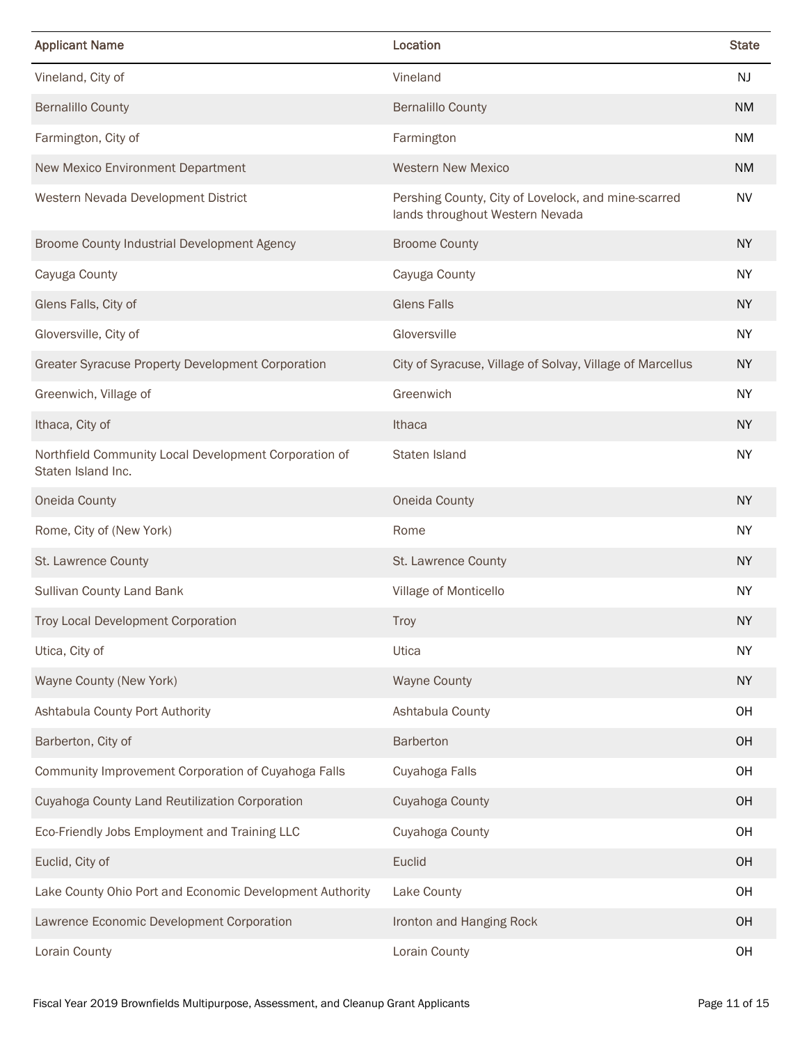| Applicant Name | Location | State |
|---|---|---|
| Vineland, City of | Vineland | NJ |
| Bernalillo County | Bernalillo County | NM |
| Farmington, City of | Farmington | NM |
| New Mexico Environment Department | Western New Mexico | NM |
| Western Nevada Development District | Pershing County, City of Lovelock, and mine-scarred lands throughout Western Nevada | NV |
| Broome County Industrial Development Agency | Broome County | NY |
| Cayuga County | Cayuga County | NY |
| Glens Falls, City of | Glens Falls | NY |
| Gloversville, City of | Gloversville | NY |
| Greater Syracuse Property Development Corporation | City of Syracuse, Village of Solvay, Village of Marcellus | NY |
| Greenwich, Village of | Greenwich | NY |
| Ithaca, City of | Ithaca | NY |
| Northfield Community Local Development Corporation of Staten Island Inc. | Staten Island | NY |
| Oneida County | Oneida County | NY |
| Rome, City of (New York) | Rome | NY |
| St. Lawrence County | St. Lawrence County | NY |
| Sullivan County Land Bank | Village of Monticello | NY |
| Troy Local Development Corporation | Troy | NY |
| Utica, City of | Utica | NY |
| Wayne County (New York) | Wayne County | NY |
| Ashtabula County Port Authority | Ashtabula County | OH |
| Barberton, City of | Barberton | OH |
| Community Improvement Corporation of Cuyahoga Falls | Cuyahoga Falls | OH |
| Cuyahoga County Land Reutilization Corporation | Cuyahoga County | OH |
| Eco-Friendly Jobs Employment and Training LLC | Cuyahoga County | OH |
| Euclid, City of | Euclid | OH |
| Lake County Ohio Port and Economic Development Authority | Lake County | OH |
| Lawrence Economic Development Corporation | Ironton and Hanging Rock | OH |
| Lorain County | Lorain County | OH |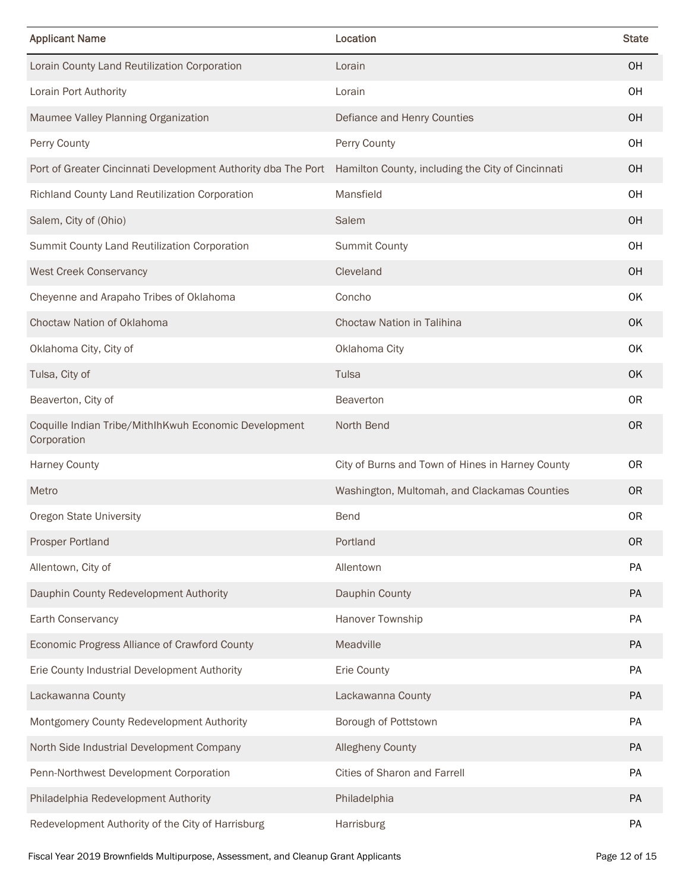| Applicant Name | Location | State |
|---|---|---|
| Lorain County Land Reutilization Corporation | Lorain | OH |
| Lorain Port Authority | Lorain | OH |
| Maumee Valley Planning Organization | Defiance and Henry Counties | OH |
| Perry County | Perry County | OH |
| Port of Greater Cincinnati Development Authority dba The Port | Hamilton County, including the City of Cincinnati | OH |
| Richland County Land Reutilization Corporation | Mansfield | OH |
| Salem, City of (Ohio) | Salem | OH |
| Summit County Land Reutilization Corporation | Summit County | OH |
| West Creek Conservancy | Cleveland | OH |
| Cheyenne and Arapaho Tribes of Oklahoma | Concho | OK |
| Choctaw Nation of Oklahoma | Choctaw Nation in Talihina | OK |
| Oklahoma City, City of | Oklahoma City | OK |
| Tulsa, City of | Tulsa | OK |
| Beaverton, City of | Beaverton | OR |
| Coquille Indian Tribe/MithIhKwuh Economic Development Corporation | North Bend | OR |
| Harney County | City of Burns and Town of Hines in Harney County | OR |
| Metro | Washington, Multomah, and Clackamas Counties | OR |
| Oregon State University | Bend | OR |
| Prosper Portland | Portland | OR |
| Allentown, City of | Allentown | PA |
| Dauphin County Redevelopment Authority | Dauphin County | PA |
| Earth Conservancy | Hanover Township | PA |
| Economic Progress Alliance of Crawford County | Meadville | PA |
| Erie County Industrial Development Authority | Erie County | PA |
| Lackawanna County | Lackawanna County | PA |
| Montgomery County Redevelopment Authority | Borough of Pottstown | PA |
| North Side Industrial Development Company | Allegheny County | PA |
| Penn-Northwest Development Corporation | Cities of Sharon and Farrell | PA |
| Philadelphia Redevelopment Authority | Philadelphia | PA |
| Redevelopment Authority of the City of Harrisburg | Harrisburg | PA |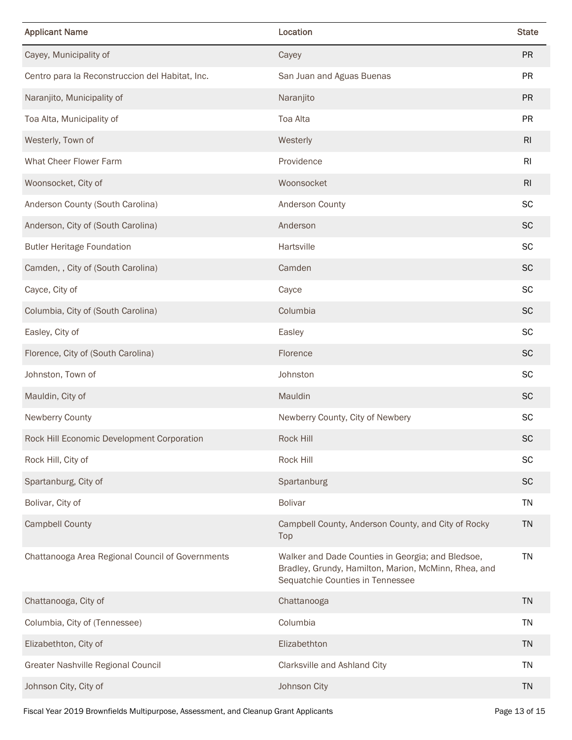| Applicant Name | Location | State |
|---|---|---|
| Cayey, Municipality of | Cayey | PR |
| Centro para la Reconstruccion del Habitat, Inc. | San Juan and Aguas Buenas | PR |
| Naranjito, Municipality of | Naranjito | PR |
| Toa Alta, Municipality of | Toa Alta | PR |
| Westerly, Town of | Westerly | RI |
| What Cheer Flower Farm | Providence | RI |
| Woonsocket, City of | Woonsocket | RI |
| Anderson County (South Carolina) | Anderson County | SC |
| Anderson, City of (South Carolina) | Anderson | SC |
| Butler Heritage Foundation | Hartsville | SC |
| Camden, , City of (South Carolina) | Camden | SC |
| Cayce, City of | Cayce | SC |
| Columbia, City of (South Carolina) | Columbia | SC |
| Easley, City of | Easley | SC |
| Florence, City of (South Carolina) | Florence | SC |
| Johnston, Town of | Johnston | SC |
| Mauldin, City of | Mauldin | SC |
| Newberry County | Newberry County, City of Newbery | SC |
| Rock Hill Economic Development Corporation | Rock Hill | SC |
| Rock Hill, City of | Rock Hill | SC |
| Spartanburg, City of | Spartanburg | SC |
| Bolivar, City of | Bolivar | TN |
| Campbell County | Campbell County, Anderson County, and City of Rocky Top | TN |
| Chattanooga Area Regional Council of Governments | Walker and Dade Counties in Georgia; and Bledsoe, Bradley, Grundy, Hamilton, Marion, McMinn, Rhea, and Sequatchie Counties in Tennessee | TN |
| Chattanooga, City of | Chattanooga | TN |
| Columbia, City of (Tennessee) | Columbia | TN |
| Elizabethton, City of | Elizabethton | TN |
| Greater Nashville Regional Council | Clarksville and Ashland City | TN |
| Johnson City, City of | Johnson City | TN |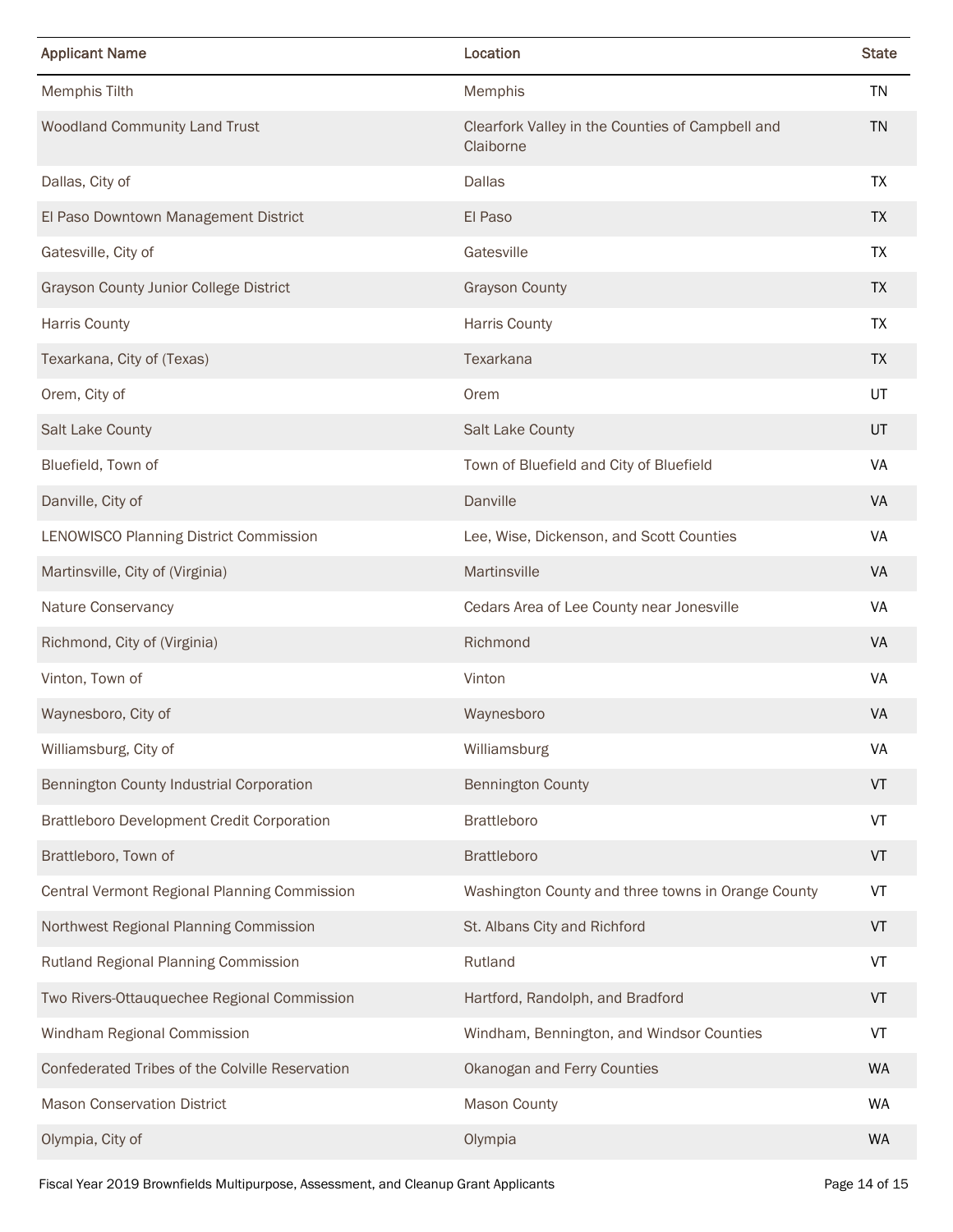| Applicant Name | Location | State |
| --- | --- | --- |
| Memphis Tilth | Memphis | TN |
| Woodland Community Land Trust | Clearfork Valley in the Counties of Campbell and Claiborne | TN |
| Dallas, City of | Dallas | TX |
| El Paso Downtown Management District | El Paso | TX |
| Gatesville, City of | Gatesville | TX |
| Grayson County Junior College District | Grayson County | TX |
| Harris County | Harris County | TX |
| Texarkana, City of (Texas) | Texarkana | TX |
| Orem, City of | Orem | UT |
| Salt Lake County | Salt Lake County | UT |
| Bluefield, Town of | Town of Bluefield and City of Bluefield | VA |
| Danville, City of | Danville | VA |
| LENOWISCO Planning District Commission | Lee, Wise, Dickenson, and Scott Counties | VA |
| Martinsville, City of (Virginia) | Martinsville | VA |
| Nature Conservancy | Cedars Area of Lee County near Jonesville | VA |
| Richmond, City of (Virginia) | Richmond | VA |
| Vinton, Town of | Vinton | VA |
| Waynesboro, City of | Waynesboro | VA |
| Williamsburg, City of | Williamsburg | VA |
| Bennington County Industrial Corporation | Bennington County | VT |
| Brattleboro Development Credit Corporation | Brattleboro | VT |
| Brattleboro, Town of | Brattleboro | VT |
| Central Vermont Regional Planning Commission | Washington County and three towns in Orange County | VT |
| Northwest Regional Planning Commission | St. Albans City and Richford | VT |
| Rutland Regional Planning Commission | Rutland | VT |
| Two Rivers-Ottauquechee Regional Commission | Hartford, Randolph, and Bradford | VT |
| Windham Regional Commission | Windham, Bennington, and Windsor Counties | VT |
| Confederated Tribes of the Colville Reservation | Okanogan and Ferry Counties | WA |
| Mason Conservation District | Mason County | WA |
| Olympia, City of | Olympia | WA |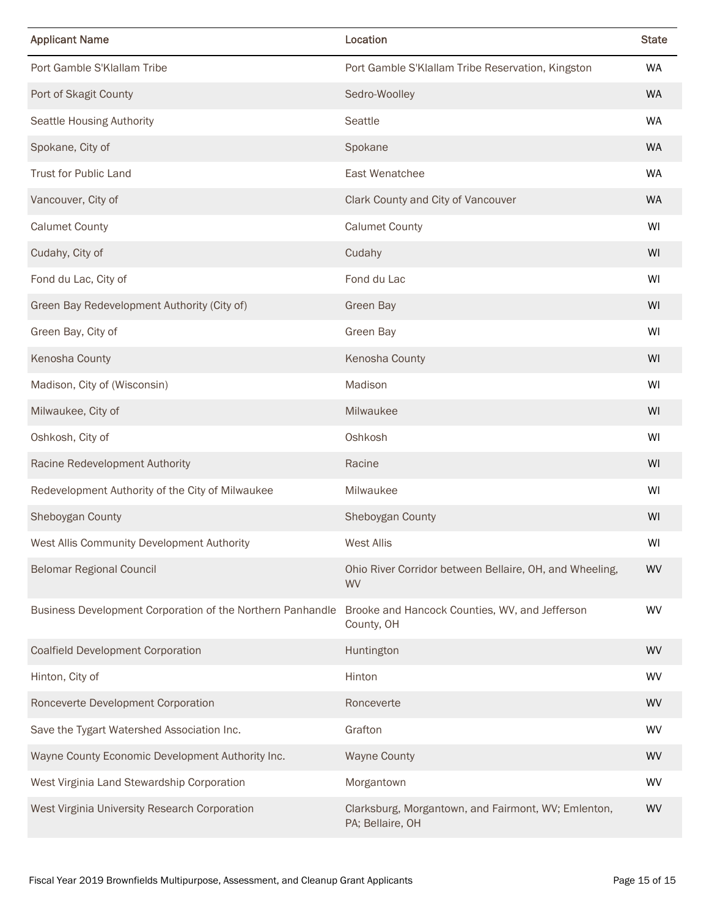| Applicant Name | Location | State |
|---|---|---|
| Port Gamble S'Klallam Tribe | Port Gamble S'Klallam Tribe Reservation, Kingston | WA |
| Port of Skagit County | Sedro-Woolley | WA |
| Seattle Housing Authority | Seattle | WA |
| Spokane, City of | Spokane | WA |
| Trust for Public Land | East Wenatchee | WA |
| Vancouver, City of | Clark County and City of Vancouver | WA |
| Calumet County | Calumet County | WI |
| Cudahy, City of | Cudahy | WI |
| Fond du Lac, City of | Fond du Lac | WI |
| Green Bay Redevelopment Authority (City of) | Green Bay | WI |
| Green Bay, City of | Green Bay | WI |
| Kenosha County | Kenosha County | WI |
| Madison, City of (Wisconsin) | Madison | WI |
| Milwaukee, City of | Milwaukee | WI |
| Oshkosh, City of | Oshkosh | WI |
| Racine Redevelopment Authority | Racine | WI |
| Redevelopment Authority of the City of Milwaukee | Milwaukee | WI |
| Sheboygan County | Sheboygan County | WI |
| West Allis Community Development Authority | West Allis | WI |
| Belomar Regional Council | Ohio River Corridor between Bellaire, OH, and Wheeling, WV | WV |
| Business Development Corporation of the Northern Panhandle | Brooke and Hancock Counties, WV, and Jefferson County, OH | WV |
| Coalfield Development Corporation | Huntington | WV |
| Hinton, City of | Hinton | WV |
| Ronceverte Development Corporation | Ronceverte | WV |
| Save the Tygart Watershed Association Inc. | Grafton | WV |
| Wayne County Economic Development Authority Inc. | Wayne County | WV |
| West Virginia Land Stewardship Corporation | Morgantown | WV |
| West Virginia University Research Corporation | Clarksburg, Morgantown, and Fairmont, WV; Emlenton, PA; Bellaire, OH | WV |